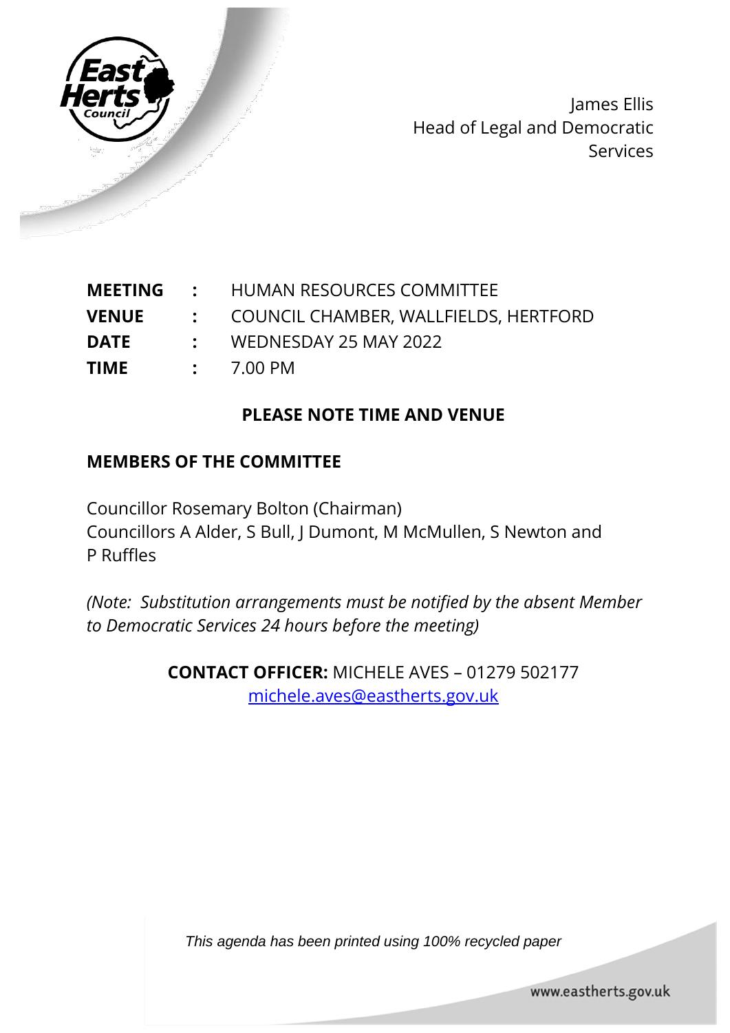James Ellis
Head of Legal and Democratic Services

| | | |
|---|---|---|
| **MEETING** | **:** | HUMAN RESOURCES COMMITTEE |
| **VENUE** | **:** | COUNCIL CHAMBER, WALLFIELDS, HERTFORD |
| **DATE** | **:** | WEDNESDAY 25 MAY 2022 |
| **TIME** | **:** | 7.00 PM |

**PLEASE NOTE TIME AND VENUE**

**MEMBERS OF THE COMMITTEE**

Councillor Rosemary Bolton (Chairman)
Councillors A Alder, S Bull, J Dumont, M McMullen, S Newton and P Ruffles

*(Note: Substitution arrangements must be notified by the absent Member to Democratic Services 24 hours before the meeting)*

**CONTACT OFFICER:** MICHELE AVES – 01279 502177
michele.aves@eastherts.gov.uk

*This agenda has been printed using 100% recycled paper*

www.eastherts.gov.uk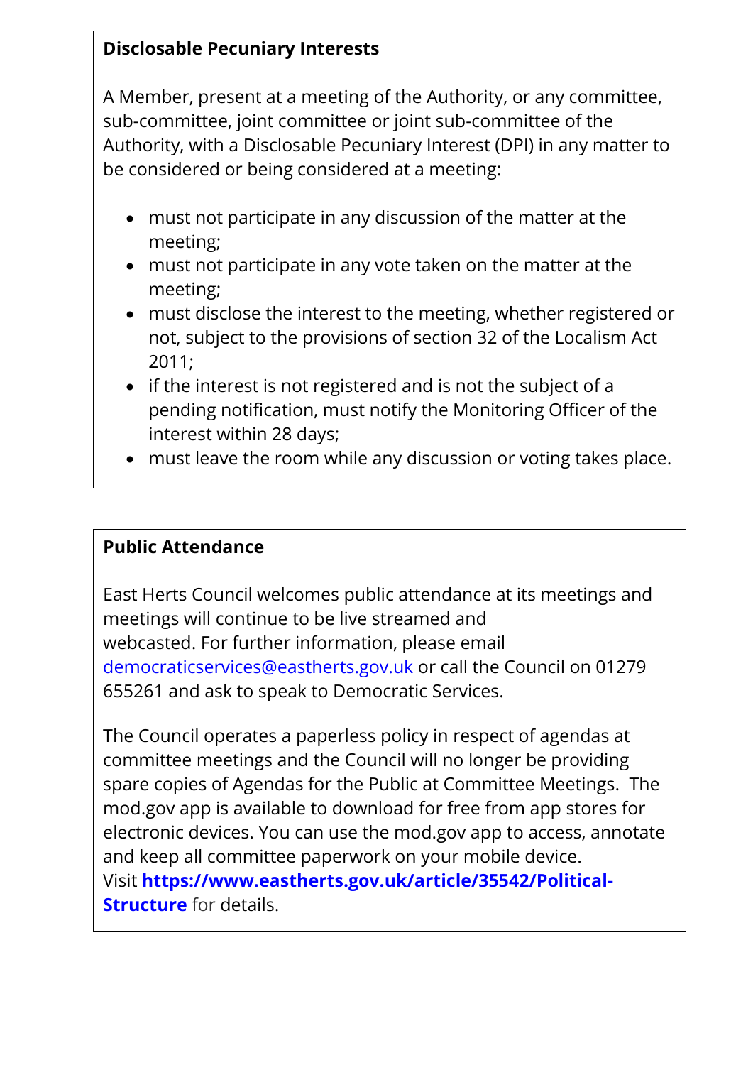## Disclosable Pecuniary Interests

A Member, present at a meeting of the Authority, or any committee, sub-committee, joint committee or joint sub-committee of the Authority, with a Disclosable Pecuniary Interest (DPI) in any matter to be considered or being considered at a meeting:

- must not participate in any discussion of the matter at the meeting;
- must not participate in any vote taken on the matter at the meeting;
- must disclose the interest to the meeting, whether registered or not, subject to the provisions of section 32 of the Localism Act 2011;
- if the interest is not registered and is not the subject of a pending notification, must notify the Monitoring Officer of the interest within 28 days;
- must leave the room while any discussion or voting takes place.

## Public Attendance

East Herts Council welcomes public attendance at its meetings and meetings will continue to be live streamed and webcasted. For further information, please email democraticservices@eastherts.gov.uk or call the Council on 01279 655261 and ask to speak to Democratic Services.

The Council operates a paperless policy in respect of agendas at committee meetings and the Council will no longer be providing spare copies of Agendas for the Public at Committee Meetings. The mod.gov app is available to download for free from app stores for electronic devices. You can use the mod.gov app to access, annotate and keep all committee paperwork on your mobile device. Visit **https://www.eastherts.gov.uk/article/35542/Political-Structure** for details.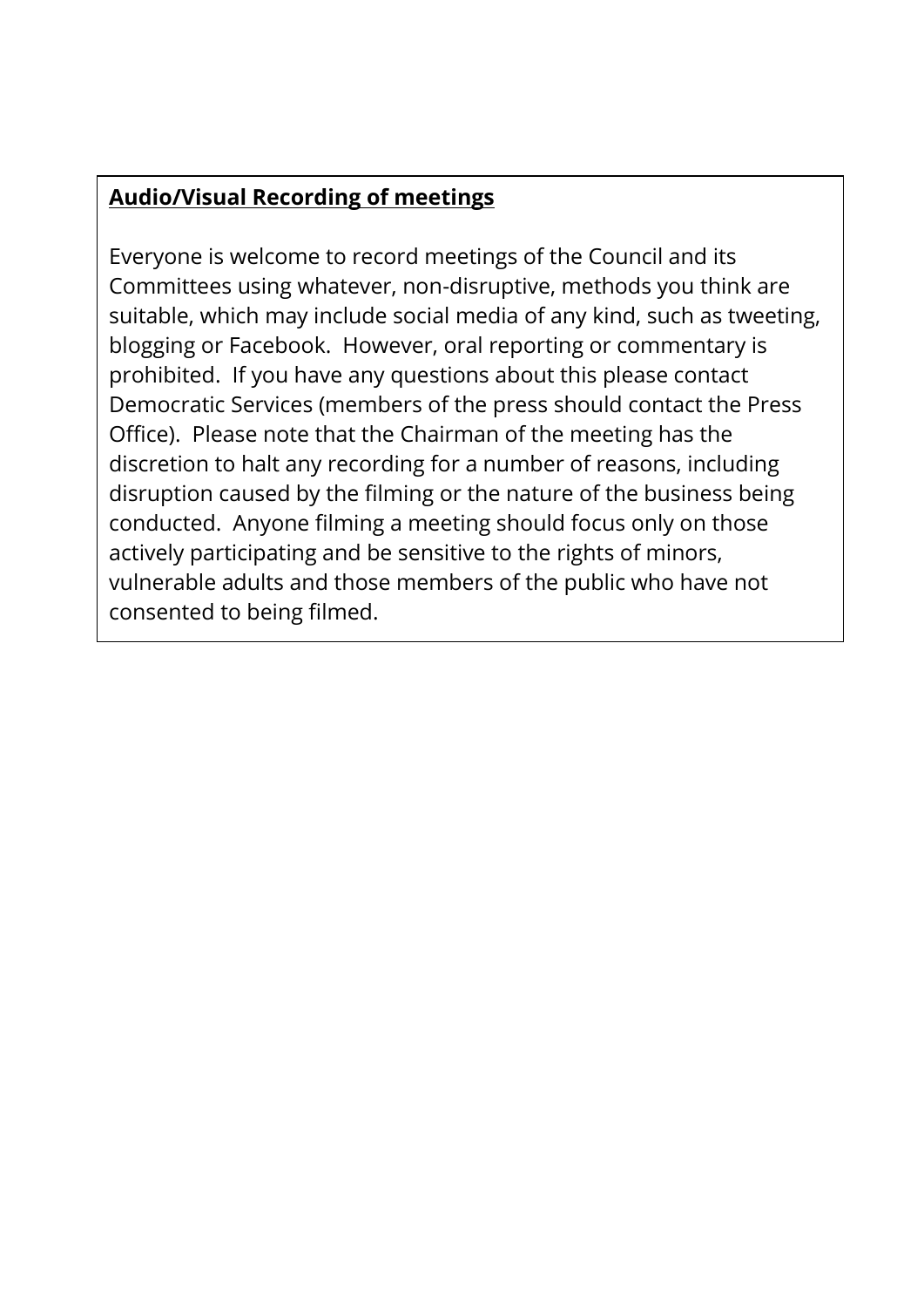**Audio/Visual Recording of meetings**

Everyone is welcome to record meetings of the Council and its Committees using whatever, non-disruptive, methods you think are suitable, which may include social media of any kind, such as tweeting, blogging or Facebook. However, oral reporting or commentary is prohibited. If you have any questions about this please contact Democratic Services (members of the press should contact the Press Office). Please note that the Chairman of the meeting has the discretion to halt any recording for a number of reasons, including disruption caused by the filming or the nature of the business being conducted. Anyone filming a meeting should focus only on those actively participating and be sensitive to the rights of minors, vulnerable adults and those members of the public who have not consented to being filmed.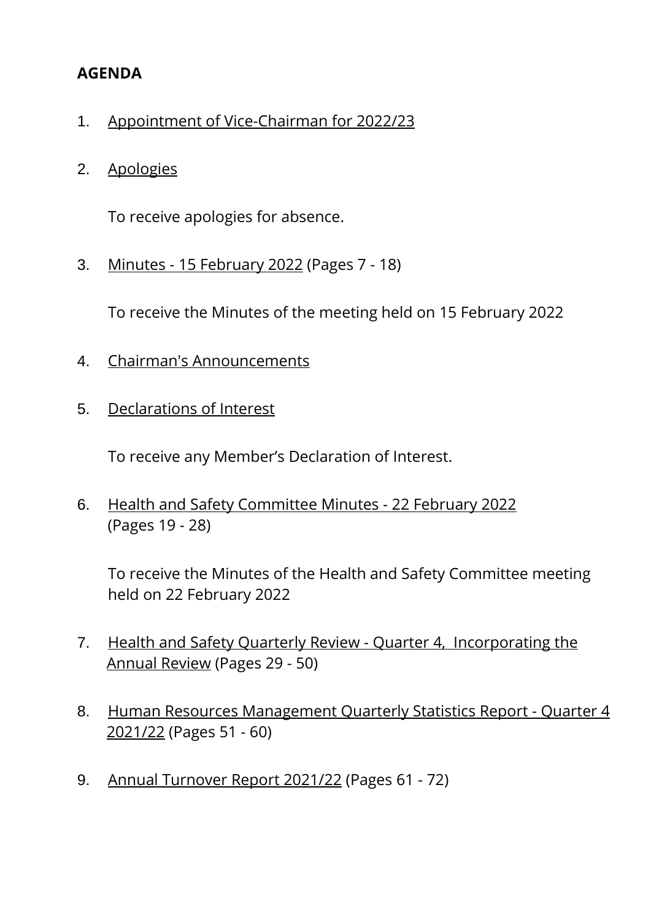**AGENDA**

1. Appointment of Vice-Chairman for 2022/23

2. Apologies

   To receive apologies for absence.

3. Minutes - 15 February 2022 (Pages 7 - 18)

   To receive the Minutes of the meeting held on 15 February 2022

4. Chairman's Announcements

5. Declarations of Interest

   To receive any Member's Declaration of Interest.

6. Health and Safety Committee Minutes - 22 February 2022 (Pages 19 - 28)

   To receive the Minutes of the Health and Safety Committee meeting held on 22 February 2022

7. Health and Safety Quarterly Review - Quarter 4, Incorporating the Annual Review (Pages 29 - 50)

8. Human Resources Management Quarterly Statistics Report - Quarter 4 2021/22 (Pages 51 - 60)

9. Annual Turnover Report 2021/22 (Pages 61 - 72)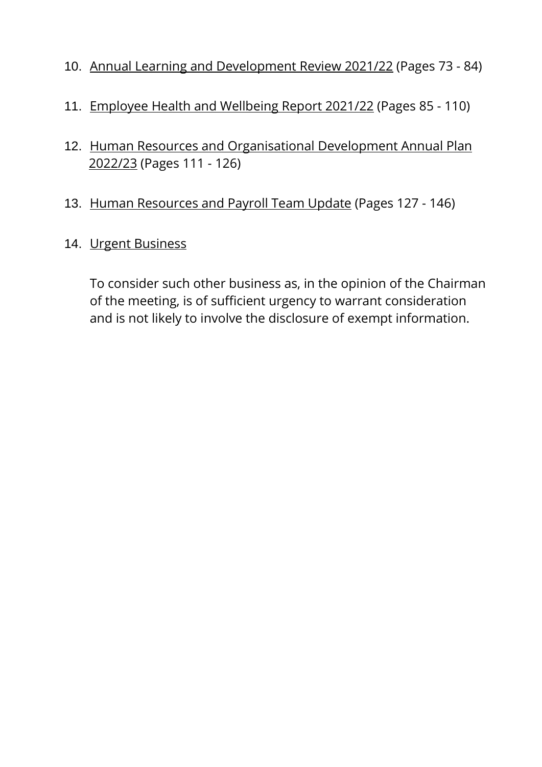10. Annual Learning and Development Review 2021/22 (Pages 73 - 84)

11. Employee Health and Wellbeing Report 2021/22 (Pages 85 - 110)

12. Human Resources and Organisational Development Annual Plan 2022/23 (Pages 111 - 126)

13. Human Resources and Payroll Team Update (Pages 127 - 146)

14. Urgent Business

    To consider such other business as, in the opinion of the Chairman of the meeting, is of sufficient urgency to warrant consideration and is not likely to involve the disclosure of exempt information.